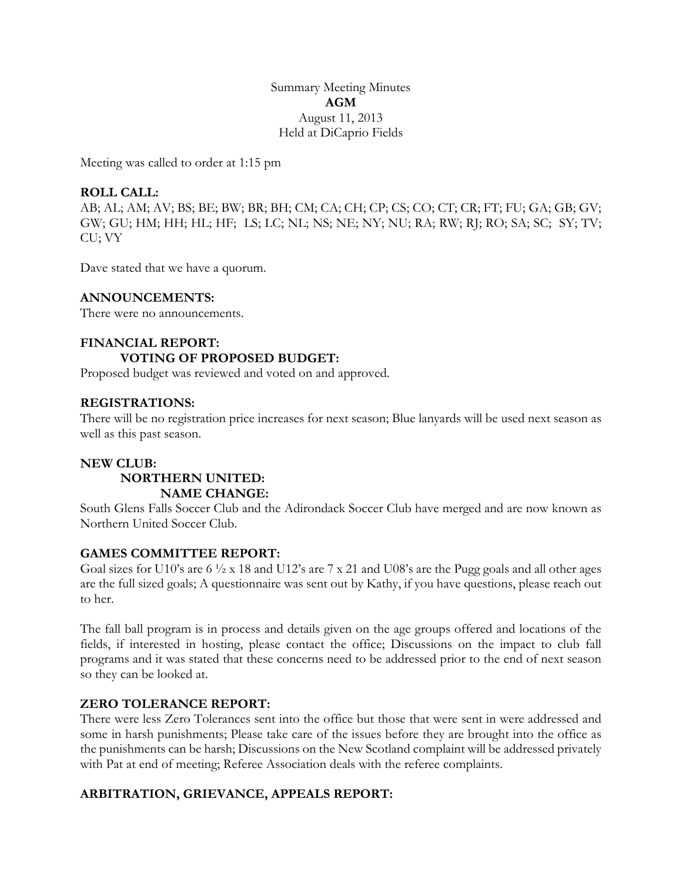Summary Meeting Minutes

**AGM**

August 11, 2013

Held at DiCaprio Fields

Meeting was called to order at 1:15 pm

**ROLL CALL:**

AB; AL; AM; AV; BS; BE; BW; BR; BH; CM; CA; CH; CP; CS; CO; CT; CR; FT; FU; GA; GB; GV; GW; GU; HM; HH; HL; HF; LS; LC; NL; NS; NE; NY; NU; RA; RW; RJ; RO; SA; SC; SY; TV; CU; VY

Dave stated that we have a quorum.

**ANNOUNCEMENTS:**

There were no announcements.

**FINANCIAL REPORT:**

**VOTING OF PROPOSED BUDGET:**

Proposed budget was reviewed and voted on and approved.

**REGISTRATIONS:**

There will be no registration price increases for next season; Blue lanyards will be used next season as well as this past season.

**NEW CLUB:**

**NORTHERN UNITED:**

**NAME CHANGE:**

South Glens Falls Soccer Club and the Adirondack Soccer Club have merged and are now known as Northern United Soccer Club.

**GAMES COMMITTEE REPORT:**

Goal sizes for U10's are 6 ½ x 18 and U12's are 7 x 21 and U08's are the Pugg goals and all other ages are the full sized goals; A questionnaire was sent out by Kathy, if you have questions, please reach out to her.

The fall ball program is in process and details given on the age groups offered and locations of the fields, if interested in hosting, please contact the office; Discussions on the impact to club fall programs and it was stated that these concerns need to be addressed prior to the end of next season so they can be looked at.

**ZERO TOLERANCE REPORT:**

There were less Zero Tolerances sent into the office but those that were sent in were addressed and some in harsh punishments; Please take care of the issues before they are brought into the office as the punishments can be harsh; Discussions on the New Scotland complaint will be addressed privately with Pat at end of meeting; Referee Association deals with the referee complaints.

**ARBITRATION, GRIEVANCE, APPEALS REPORT:**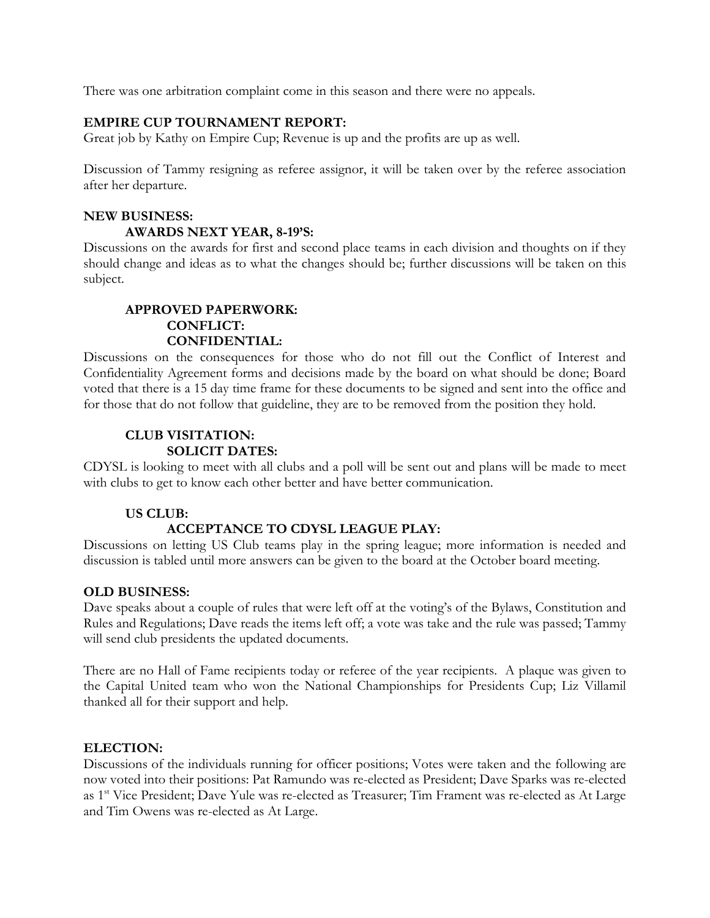There was one arbitration complaint come in this season and there were no appeals.

**EMPIRE CUP TOURNAMENT REPORT:**
Great job by Kathy on Empire Cup; Revenue is up and the profits are up as well.

Discussion of Tammy resigning as referee assignor, it will be taken over by the referee association after her departure.

**NEW BUSINESS:**

**AWARDS NEXT YEAR, 8-19'S:**
Discussions on the awards for first and second place teams in each division and thoughts on if they should change and ideas as to what the changes should be; further discussions will be taken on this subject.

**APPROVED PAPERWORK:**
**CONFLICT:**
**CONFIDENTIAL:**
Discussions on the consequences for those who do not fill out the Conflict of Interest and Confidentiality Agreement forms and decisions made by the board on what should be done; Board voted that there is a 15 day time frame for these documents to be signed and sent into the office and for those that do not follow that guideline, they are to be removed from the position they hold.

**CLUB VISITATION:**
**SOLICIT DATES:**
CDYSL is looking to meet with all clubs and a poll will be sent out and plans will be made to meet with clubs to get to know each other better and have better communication.

**US CLUB:**
**ACCEPTANCE TO CDYSL LEAGUE PLAY:**
Discussions on letting US Club teams play in the spring league; more information is needed and discussion is tabled until more answers can be given to the board at the October board meeting.

**OLD BUSINESS:**
Dave speaks about a couple of rules that were left off at the voting's of the Bylaws, Constitution and Rules and Regulations; Dave reads the items left off; a vote was take and the rule was passed; Tammy will send club presidents the updated documents.

There are no Hall of Fame recipients today or referee of the year recipients. A plaque was given to the Capital United team who won the National Championships for Presidents Cup; Liz Villamil thanked all for their support and help.

**ELECTION:**
Discussions of the individuals running for officer positions; Votes were taken and the following are now voted into their positions: Pat Ramundo was re-elected as President; Dave Sparks was re-elected as 1st Vice President; Dave Yule was re-elected as Treasurer; Tim Frament was re-elected as At Large and Tim Owens was re-elected as At Large.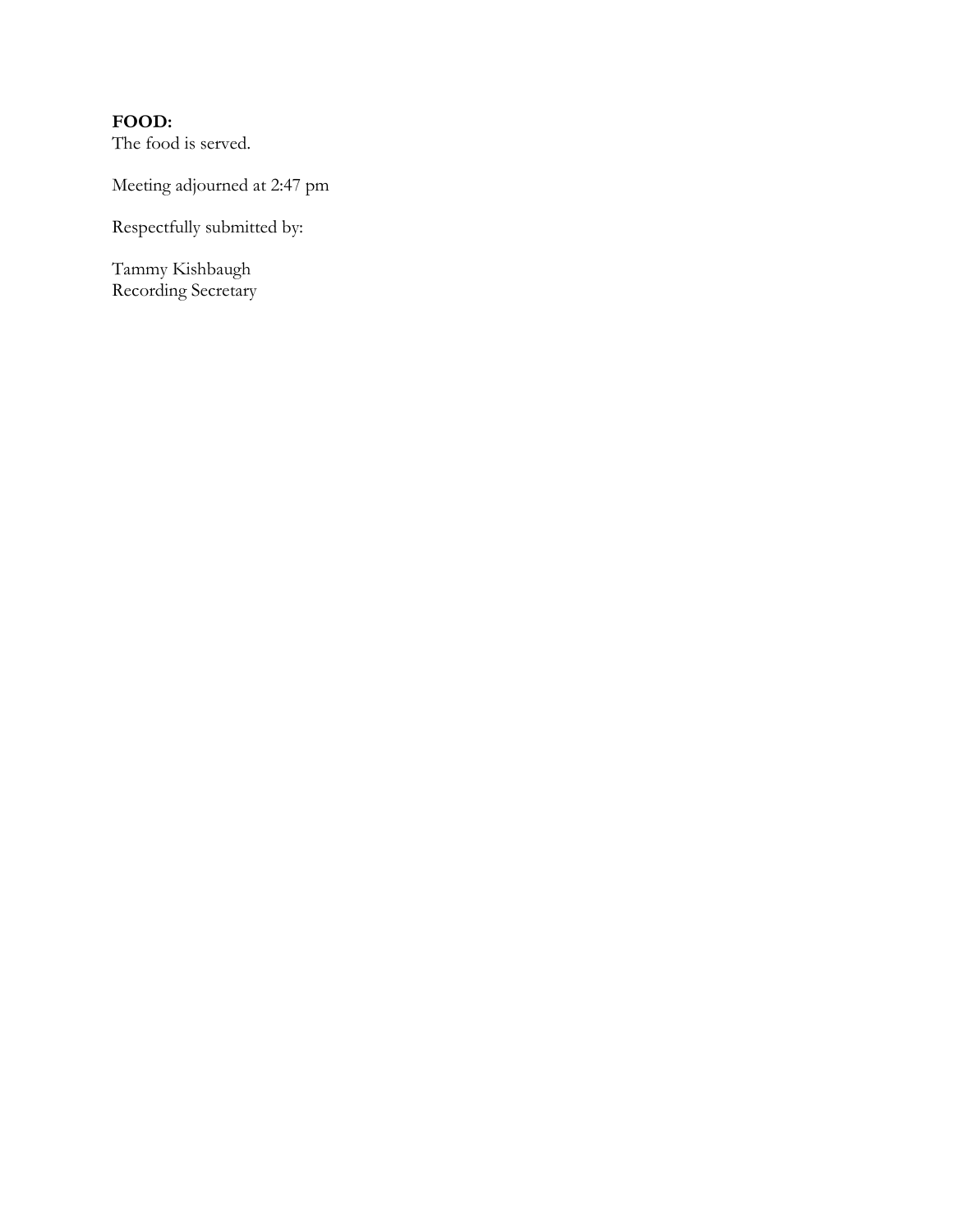**FOOD:**
The food is served.

Meeting adjourned at 2:47 pm

Respectfully submitted by:

Tammy Kishbaugh
Recording Secretary